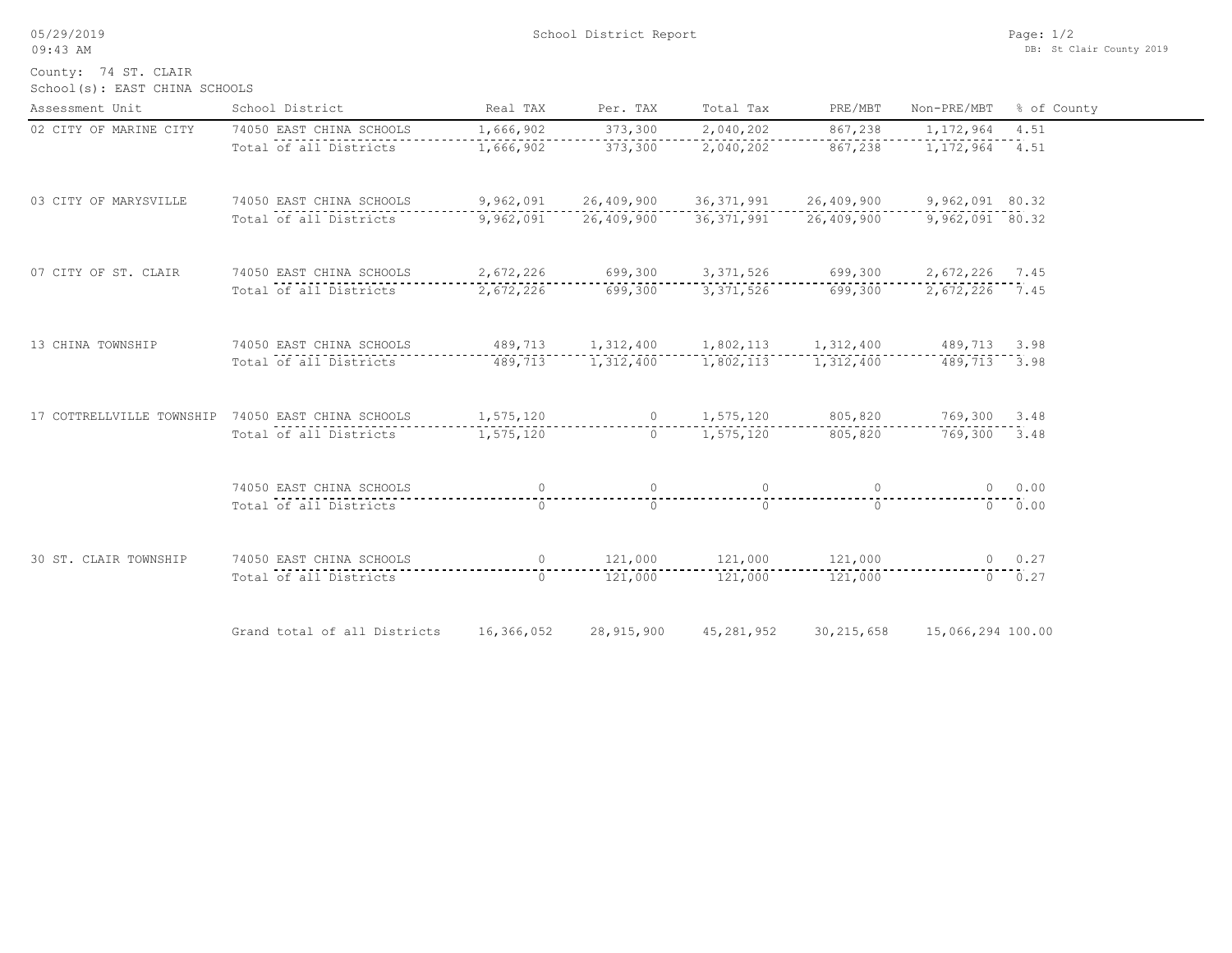05/29/2019
09:43 AM

School District Report

DB: St Clair County 2019

County: 74 ST. CLAIR
School(s): EAST CHINA SCHOOLS

| Assessment Unit | School District | Real TAX | Per. TAX | Total Tax | PRE/MBT | Non-PRE/MBT | % of County |
|---|---|---|---|---|---|---|---|
| 02 CITY OF MARINE CITY | 74050 EAST CHINA SCHOOLS | 1,666,902 | 373,300 | 2,040,202 | 867,238 | 1,172,964 | 4.51 |
| | Total of all Districts | 1,666,902 | 373,300 | 2,040,202 | 867,238 | 1,172,964 | 4.51 |
| 03 CITY OF MARYSVILLE | 74050 EAST CHINA SCHOOLS | 9,962,091 | 26,409,900 | 36,371,991 | 26,409,900 | 9,962,091 | 80.32 |
| | Total of all Districts | 9,962,091 | 26,409,900 | 36,371,991 | 26,409,900 | 9,962,091 | 80.32 |
| 07 CITY OF ST. CLAIR | 74050 EAST CHINA SCHOOLS | 2,672,226 | 699,300 | 3,371,526 | 699,300 | 2,672,226 | 7.45 |
| | Total of all Districts | 2,672,226 | 699,300 | 3,371,526 | 699,300 | 2,672,226 | 7.45 |
| 13 CHINA TOWNSHIP | 74050 EAST CHINA SCHOOLS | 489,713 | 1,312,400 | 1,802,113 | 1,312,400 | 489,713 | 3.98 |
| | Total of all Districts | 489,713 | 1,312,400 | 1,802,113 | 1,312,400 | 489,713 | 3.98 |
| 17 COTTRELLVILLE TOWNSHIP | 74050 EAST CHINA SCHOOLS | 1,575,120 | 0 | 1,575,120 | 805,820 | 769,300 | 3.48 |
| | Total of all Districts | 1,575,120 | 0 | 1,575,120 | 805,820 | 769,300 | 3.48 |
| | 74050 EAST CHINA SCHOOLS | 0 | 0 | 0 | 0 | 0 | 0.00 |
| | Total of all Districts | 0 | 0 | 0 | 0 | 0 | 0.00 |
| 30 ST. CLAIR TOWNSHIP | 74050 EAST CHINA SCHOOLS | 0 | 121,000 | 121,000 | 121,000 | 0 | 0.27 |
| | Total of all Districts | 0 | 121,000 | 121,000 | 121,000 | 0 | 0.27 |
| | Grand total of all Districts | 16,366,052 | 28,915,900 | 45,281,952 | 30,215,658 | 15,066,294 | 100.00 |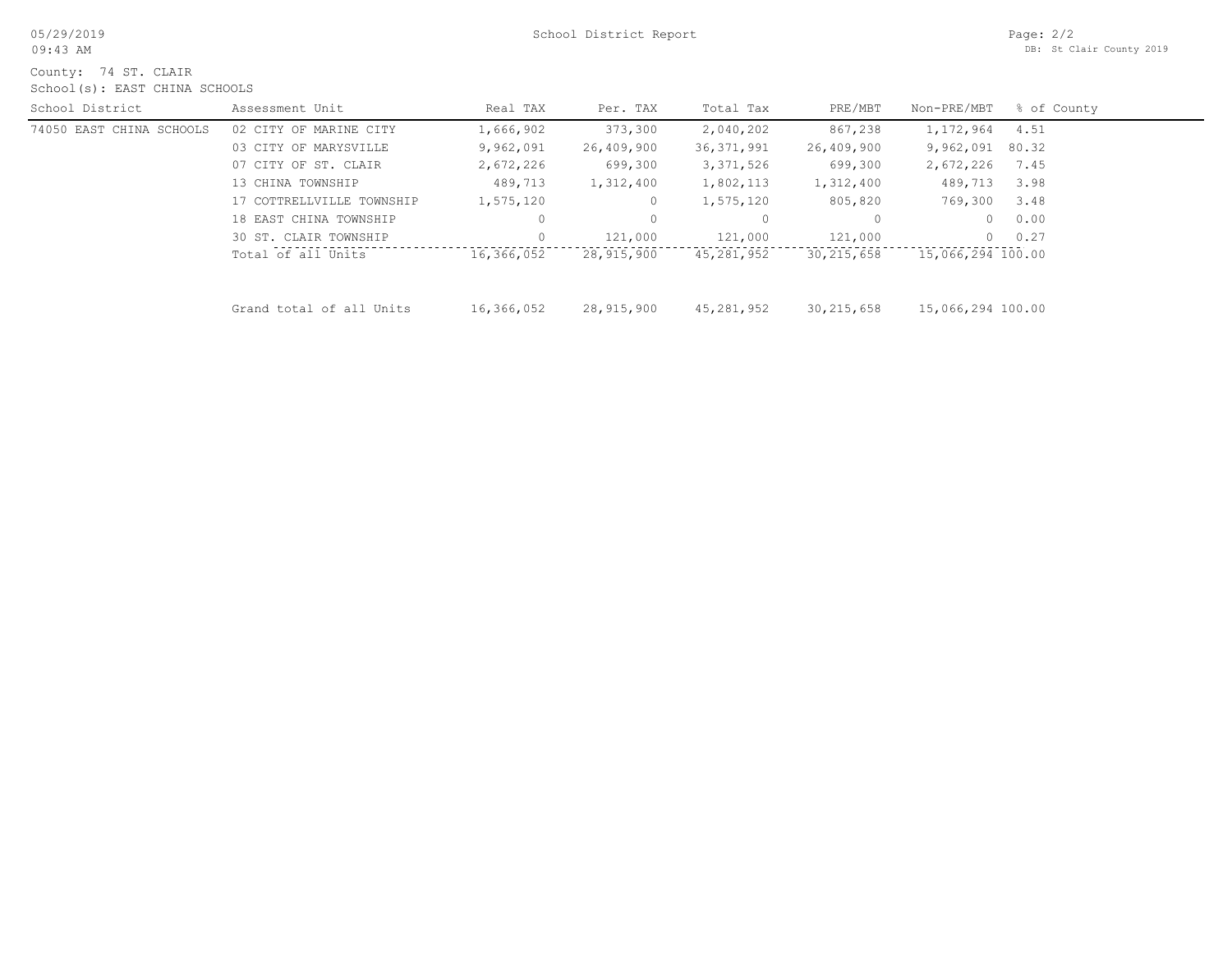County: 74 ST. CLAIR

School(s): EAST CHINA SCHOOLS

| School District | Assessment Unit | Real TAX | Per. TAX | Total Tax | PRE/MBT | Non-PRE/MBT | % of County |
|---|---|---|---|---|---|---|---|
| 74050 EAST CHINA SCHOOLS | 02 CITY OF MARINE CITY | 1,666,902 | 373,300 | 2,040,202 | 867,238 | 1,172,964 | 4.51 |
| | 03 CITY OF MARYSVILLE | 9,962,091 | 26,409,900 | 36,371,991 | 26,409,900 | 9,962,091 | 80.32 |
| | 07 CITY OF ST. CLAIR | 2,672,226 | 699,300 | 3,371,526 | 699,300 | 2,672,226 | 7.45 |
| | 13 CHINA TOWNSHIP | 489,713 | 1,312,400 | 1,802,113 | 1,312,400 | 489,713 | 3.98 |
| | 17 COTTRELLVILLE TOWNSHIP | 1,575,120 | 0 | 1,575,120 | 805,820 | 769,300 | 3.48 |
| | 18 EAST CHINA TOWNSHIP | 0 | 0 | 0 | 0 | 0 | 0.00 |
| | 30 ST. CLAIR TOWNSHIP | 0 | 121,000 | 121,000 | 121,000 | 0 | 0.27 |
| | Total of all Units | 16,366,052 | 28,915,900 | 45,281,952 | 30,215,658 | 15,066,294 | 100.00 |
| | Grand total of all Units | 16,366,052 | 28,915,900 | 45,281,952 | 30,215,658 | 15,066,294 | 100.00 |